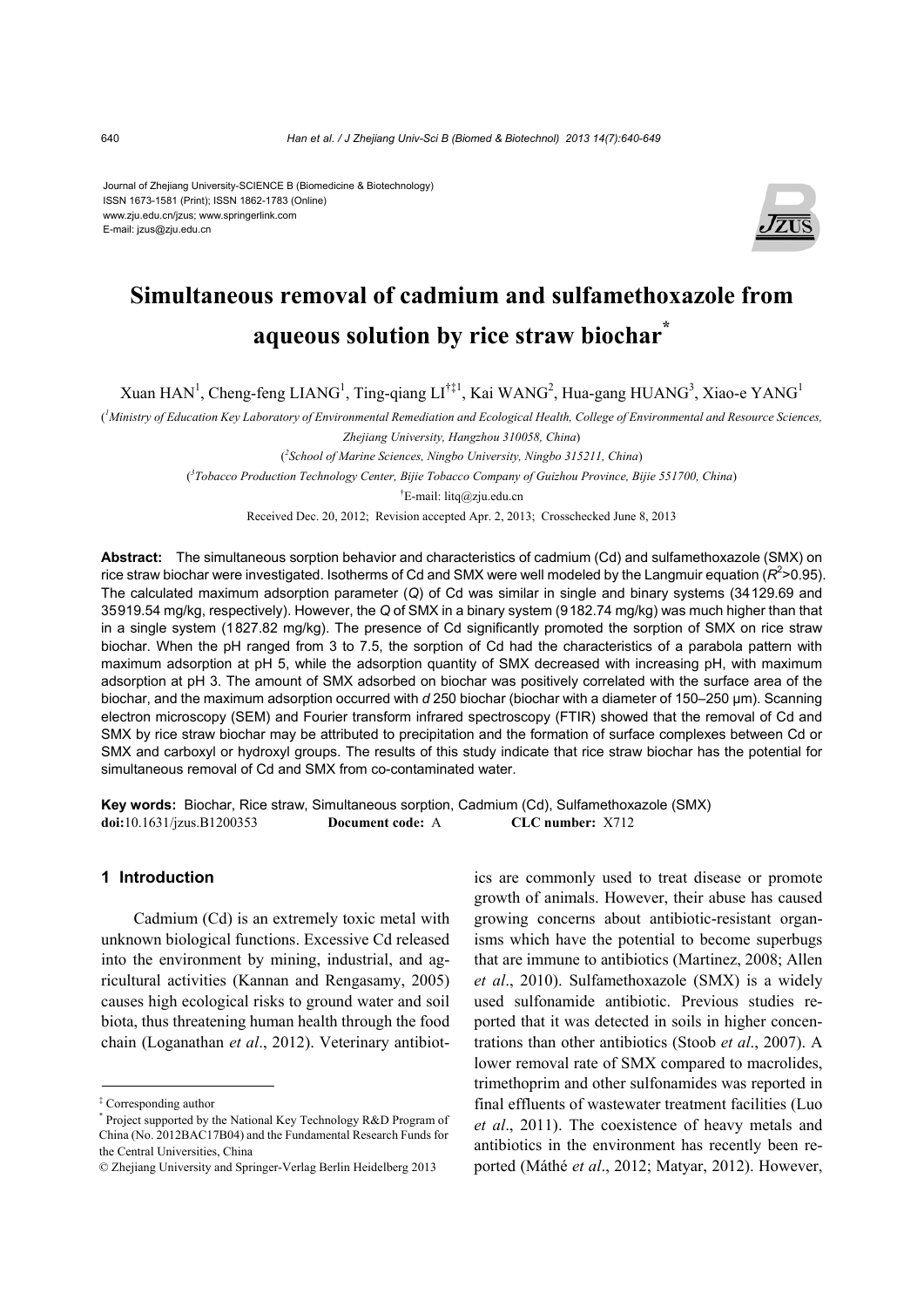Journal of Zhejiang University-SCIENCE B (Biomedicine & Biotechnology)
ISSN 1673-1581 (Print); ISSN 1862-1783 (Online)
www.zju.edu.cn/jzus; www.springerlink.com
E-mail: jzus@zju.edu.cn

# Simultaneous removal of cadmium and sulfamethoxazole from aqueous solution by rice straw biochar*

Xuan HAN[1], Cheng-feng LIANG[1], Ting-qiang LI[†‡1], Kai WANG[2], Hua-gang HUANG[3], Xiao-e YANG[1]

([1]Ministry of Education Key Laboratory of Environmental Remediation and Ecological Health, College of Environmental and Resource Sciences, Zhejiang University, Hangzhou 310058, China)

([2]School of Marine Sciences, Ningbo University, Ningbo 315211, China)

([3]Tobacco Production Technology Center, Bijie Tobacco Company of Guizhou Province, Bijie 551700, China)

[†]E-mail: litq@zju.edu.cn

Received Dec. 20, 2012; Revision accepted Apr. 2, 2013; Crosschecked June 8, 2013

**Abstract:** The simultaneous sorption behavior and characteristics of cadmium (Cd) and sulfamethoxazole (SMX) on rice straw biochar were investigated. Isotherms of Cd and SMX were well modeled by the Langmuir equation ($R^2$>0.95). The calculated maximum adsorption parameter ($Q$) of Cd was similar in single and binary systems (34129.69 and 35919.54 mg/kg, respectively). However, the $Q$ of SMX in a binary system (9182.74 mg/kg) was much higher than that in a single system (1827.82 mg/kg). The presence of Cd significantly promoted the sorption of SMX on rice straw biochar. When the pH ranged from 3 to 7.5, the sorption of Cd had the characteristics of a parabola pattern with maximum adsorption at pH 5, while the adsorption quantity of SMX decreased with increasing pH, with maximum adsorption at pH 3. The amount of SMX adsorbed on biochar was positively correlated with the surface area of the biochar, and the maximum adsorption occurred with *d* 250 biochar (biochar with a diameter of 150–250 μm). Scanning electron microscopy (SEM) and Fourier transform infrared spectroscopy (FTIR) showed that the removal of Cd and SMX by rice straw biochar may be attributed to precipitation and the formation of surface complexes between Cd or SMX and carboxyl or hydroxyl groups. The results of this study indicate that rice straw biochar has the potential for simultaneous removal of Cd and SMX from co-contaminated water.

**Key words:** Biochar, Rice straw, Simultaneous sorption, Cadmium (Cd), Sulfamethoxazole (SMX)
**doi:**10.1631/jzus.B1200353 **Document code:** A **CLC number:** X712

## 1 Introduction

Cadmium (Cd) is an extremely toxic metal with unknown biological functions. Excessive Cd released into the environment by mining, industrial, and agricultural activities (Kannan and Rengasamy, 2005) causes high ecological risks to ground water and soil biota, thus threatening human health through the food chain (Loganathan *et al*., 2012). Veterinary antibiotics are commonly used to treat disease or promote growth of animals. However, their abuse has caused growing concerns about antibiotic-resistant organisms which have the potential to become superbugs that are immune to antibiotics (Martinez, 2008; Allen *et al*., 2010). Sulfamethoxazole (SMX) is a widely used sulfonamide antibiotic. Previous studies reported that it was detected in soils in higher concentrations than other antibiotics (Stoob *et al*., 2007). A lower removal rate of SMX compared to macrolides, trimethoprim and other sulfonamides was reported in final effluents of wastewater treatment facilities (Luo *et al*., 2011). The coexistence of heavy metals and antibiotics in the environment has recently been reported (Máthé *et al*., 2012; Matyar, 2012). However,

---

‡ Corresponding author

\* Project supported by the National Key Technology R&D Program of China (No. 2012BAC17B04) and the Fundamental Research Funds for the Central Universities, China

© Zhejiang University and Springer-Verlag Berlin Heidelberg 2013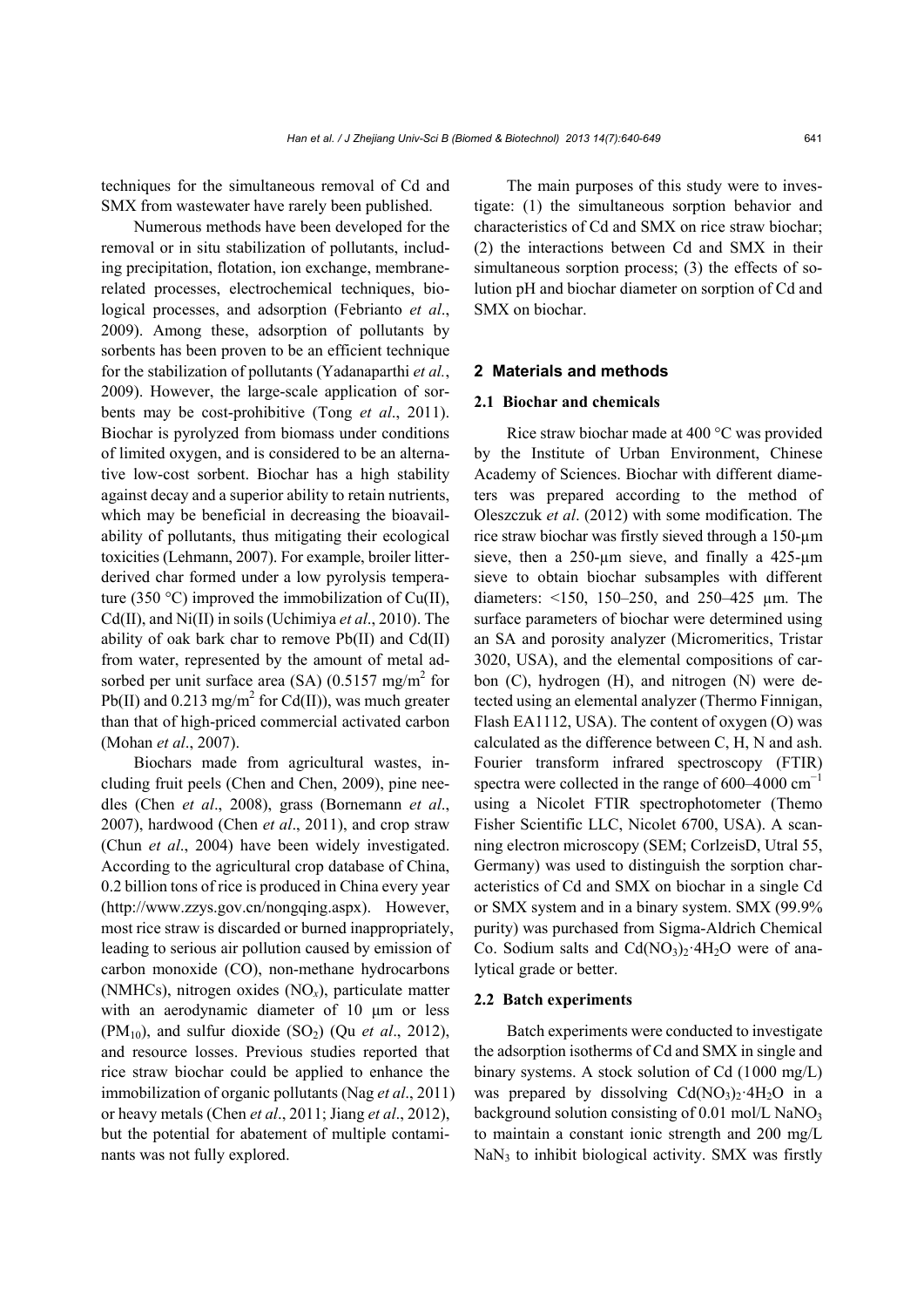techniques for the simultaneous removal of Cd and SMX from wastewater have rarely been published.

Numerous methods have been developed for the removal or in situ stabilization of pollutants, including precipitation, flotation, ion exchange, membrane-related processes, electrochemical techniques, biological processes, and adsorption (Febrianto *et al*., 2009). Among these, adsorption of pollutants by sorbents has been proven to be an efficient technique for the stabilization of pollutants (Yadanaparthi *et al.*, 2009). However, the large-scale application of sorbents may be cost-prohibitive (Tong *et al*., 2011). Biochar is pyrolyzed from biomass under conditions of limited oxygen, and is considered to be an alternative low-cost sorbent. Biochar has a high stability against decay and a superior ability to retain nutrients, which may be beneficial in decreasing the bioavailability of pollutants, thus mitigating their ecological toxicities (Lehmann, 2007). For example, broiler litter-derived char formed under a low pyrolysis temperature (350 °C) improved the immobilization of Cu(II), Cd(II), and Ni(II) in soils (Uchimiya *et al*., 2010). The ability of oak bark char to remove Pb(II) and Cd(II) from water, represented by the amount of metal adsorbed per unit surface area (SA) (0.5157 mg/$m^2$ for Pb(II) and 0.213 mg/$m^2$ for Cd(II)), was much greater than that of high-priced commercial activated carbon (Mohan *et al*., 2007).

Biochars made from agricultural wastes, including fruit peels (Chen and Chen, 2009), pine needles (Chen *et al*., 2008), grass (Bornemann *et al*., 2007), hardwood (Chen *et al*., 2011), and crop straw (Chun *et al*., 2004) have been widely investigated. According to the agricultural crop database of China, 0.2 billion tons of rice is produced in China every year (http://www.zzys.gov.cn/nongqing.aspx). However, most rice straw is discarded or burned inappropriately, leading to serious air pollution caused by emission of carbon monoxide (CO), non-methane hydrocarbons (NMHCs), nitrogen oxides ($NO_x$), particulate matter with an aerodynamic diameter of 10 μm or less ($PM_{10}$), and sulfur dioxide ($SO_2$) (Qu *et al*., 2012), and resource losses. Previous studies reported that rice straw biochar could be applied to enhance the immobilization of organic pollutants (Nag *et al*., 2011) or heavy metals (Chen *et al*., 2011; Jiang *et al*., 2012), but the potential for abatement of multiple contaminants was not fully explored.

The main purposes of this study were to investigate: (1) the simultaneous sorption behavior and characteristics of Cd and SMX on rice straw biochar; (2) the interactions between Cd and SMX in their simultaneous sorption process; (3) the effects of solution pH and biochar diameter on sorption of Cd and SMX on biochar.

## 2 Materials and methods

### 2.1 Biochar and chemicals

Rice straw biochar made at 400 °C was provided by the Institute of Urban Environment, Chinese Academy of Sciences. Biochar with different diameters was prepared according to the method of Oleszczuk *et al*. (2012) with some modification. The rice straw biochar was firstly sieved through a 150-μm sieve, then a 250-μm sieve, and finally a 425-μm sieve to obtain biochar subsamples with different diameters: <150, 150–250, and 250–425 μm. The surface parameters of biochar were determined using an SA and porosity analyzer (Micromeritics, Tristar 3020, USA), and the elemental compositions of carbon (C), hydrogen (H), and nitrogen (N) were detected using an elemental analyzer (Thermo Finnigan, Flash EA1112, USA). The content of oxygen (O) was calculated as the difference between C, H, N and ash. Fourier transform infrared spectroscopy (FTIR) spectra were collected in the range of 600–4000 $cm^{-1}$ using a Nicolet FTIR spectrophotometer (Themo Fisher Scientific LLC, Nicolet 6700, USA). A scanning electron microscopy (SEM; CorlzeisD, Utral 55, Germany) was used to distinguish the sorption characteristics of Cd and SMX on biochar in a single Cd or SMX system and in a binary system. SMX (99.9% purity) was purchased from Sigma-Aldrich Chemical Co. Sodium salts and $Cd(NO_3)_2{\cdot}4H_2O$ were of analytical grade or better.

### 2.2 Batch experiments

Batch experiments were conducted to investigate the adsorption isotherms of Cd and SMX in single and binary systems. A stock solution of Cd (1000 mg/L) was prepared by dissolving $Cd(NO_3)_2{\cdot}4H_2O$ in a background solution consisting of 0.01 mol/L $NaNO_3$ to maintain a constant ionic strength and 200 mg/L $NaN_3$ to inhibit biological activity. SMX was firstly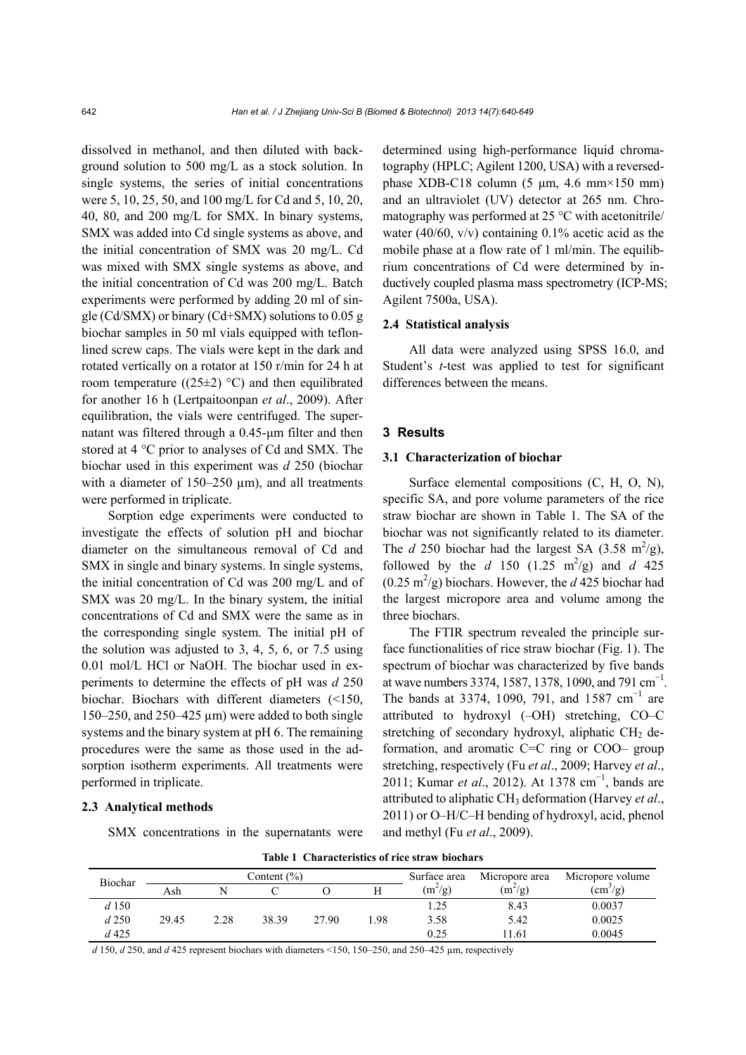dissolved in methanol, and then diluted with background solution to 500 mg/L as a stock solution. In single systems, the series of initial concentrations were 5, 10, 25, 50, and 100 mg/L for Cd and 5, 10, 20, 40, 80, and 200 mg/L for SMX. In binary systems, SMX was added into Cd single systems as above, and the initial concentration of SMX was 20 mg/L. Cd was mixed with SMX single systems as above, and the initial concentration of Cd was 200 mg/L. Batch experiments were performed by adding 20 ml of single (Cd/SMX) or binary (Cd+SMX) solutions to 0.05 g biochar samples in 50 ml vials equipped with teflon-lined screw caps. The vials were kept in the dark and rotated vertically on a rotator at 150 r/min for 24 h at room temperature ((25±2) °C) and then equilibrated for another 16 h (Lertpaitoonpan *et al*., 2009). After equilibration, the vials were centrifuged. The supernatant was filtered through a 0.45-μm filter and then stored at 4 °C prior to analyses of Cd and SMX. The biochar used in this experiment was *d* 250 (biochar with a diameter of 150–250 μm), and all treatments were performed in triplicate.

Sorption edge experiments were conducted to investigate the effects of solution pH and biochar diameter on the simultaneous removal of Cd and SMX in single and binary systems. In single systems, the initial concentration of Cd was 200 mg/L and of SMX was 20 mg/L. In the binary system, the initial concentrations of Cd and SMX were the same as in the corresponding single system. The initial pH of the solution was adjusted to 3, 4, 5, 6, or 7.5 using 0.01 mol/L HCl or NaOH. The biochar used in experiments to determine the effects of pH was *d* 250 biochar. Biochars with different diameters (<150, 150–250, and 250–425 μm) were added to both single systems and the binary system at pH 6. The remaining procedures were the same as those used in the adsorption isotherm experiments. All treatments were performed in triplicate.

### 2.3 Analytical methods

SMX concentrations in the supernatants were determined using high-performance liquid chromatography (HPLC; Agilent 1200, USA) with a reversed-phase XDB-C18 column (5 μm, 4.6 mm×150 mm) and an ultraviolet (UV) detector at 265 nm. Chromatography was performed at 25 °C with acetonitrile/water (40/60, v/v) containing 0.1% acetic acid as the mobile phase at a flow rate of 1 ml/min. The equilibrium concentrations of Cd were determined by inductively coupled plasma mass spectrometry (ICP-MS; Agilent 7500a, USA).

### 2.4 Statistical analysis

All data were analyzed using SPSS 16.0, and Student's *t*-test was applied to test for significant differences between the means.

## 3 Results

### 3.1 Characterization of biochar

Surface elemental compositions (C, H, O, N), specific SA, and pore volume parameters of the rice straw biochar are shown in Table 1. The SA of the biochar was not significantly related to its diameter. The *d* 250 biochar had the largest SA (3.58 $m^2/g$), followed by the *d* 150 (1.25 $m^2/g$) and *d* 425 (0.25 $m^2/g$) biochars. However, the *d* 425 biochar had the largest micropore area and volume among the three biochars.

The FTIR spectrum revealed the principle surface functionalities of rice straw biochar (Fig. 1). The spectrum of biochar was characterized by five bands at wave numbers 3374, 1587, 1378, 1090, and 791 $cm^{-1}$. The bands at 3374, 1090, 791, and 1587 $cm^{-1}$ are attributed to hydroxyl (–OH) stretching, CO–C stretching of secondary hydroxyl, aliphatic $CH_2$ deformation, and aromatic C=C ring or COO– group stretching, respectively (Fu *et al*., 2009; Harvey *et al*., 2011; Kumar *et al*., 2012). At 1378 $cm^{-1}$, bands are attributed to aliphatic $CH_3$ deformation (Harvey *et al*., 2011) or O–H/C–H bending of hydroxyl, acid, phenol and methyl (Fu *et al*., 2009).

**Table 1 Characteristics of rice straw biochars**

| Biochar | Content (%) | | | | | Surface area ($m^2/g$) | Micropore area ($m^2/g$) | Micropore volume ($cm^3/g$) |
|---|---|---|---|---|---|---|---|---|
| | Ash | N | C | O | H | | | |
| *d* 150 | | | | | | 1.25 | 8.43 | 0.0037 |
| *d* 250 | 29.45 | 2.28 | 38.39 | 27.90 | 1.98 | 3.58 | 5.42 | 0.0025 |
| *d* 425 | | | | | | 0.25 | 11.61 | 0.0045 |

*d* 150, *d* 250, and *d* 425 represent biochars with diameters <150, 150–250, and 250–425 μm, respectively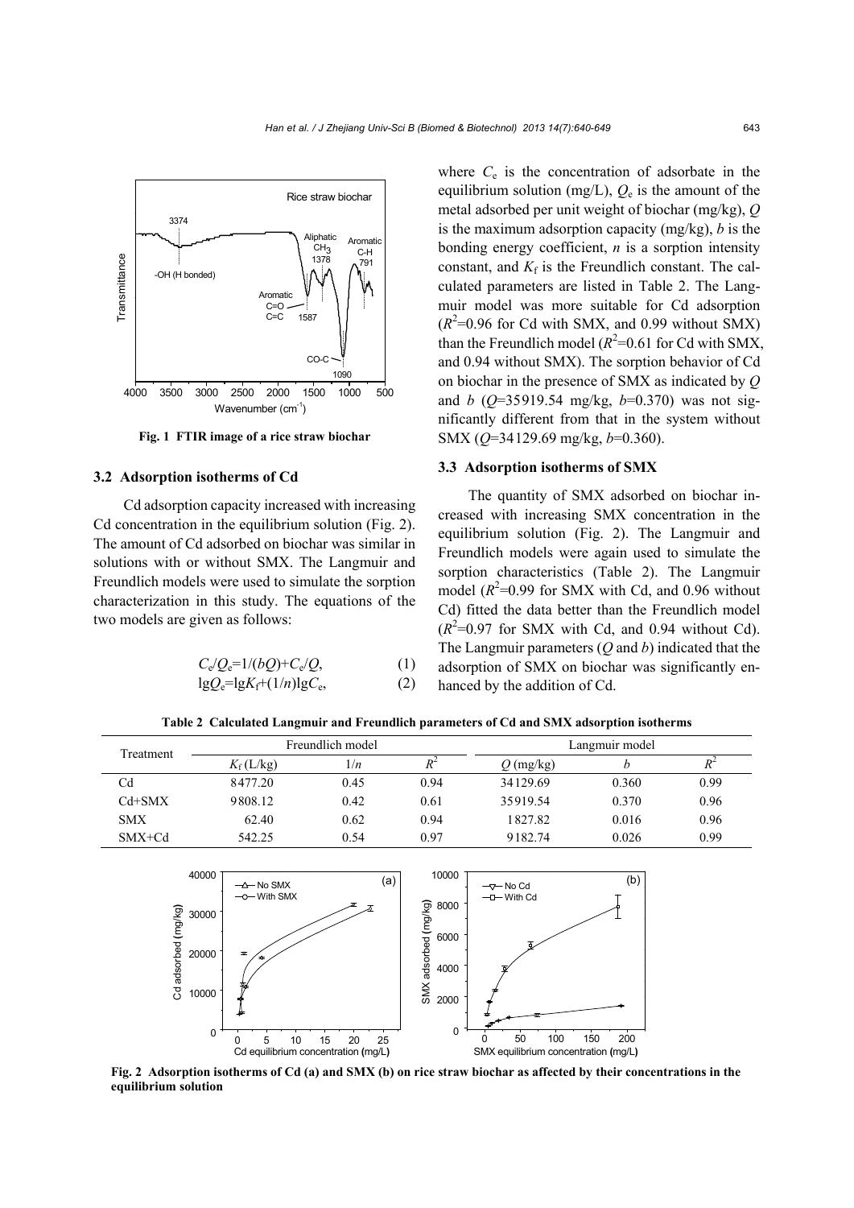Fig. 1 FTIR image of a rice straw biochar

### 3.2 Adsorption isotherms of Cd

Cd adsorption capacity increased with increasing Cd concentration in the equilibrium solution (Fig. 2). The amount of Cd adsorbed on biochar was similar in solutions with or without SMX. The Langmuir and Freundlich models were used to simulate the sorption characterization in this study. The equations of the two models are given as follows:

$$C_e/Q_e=1/(bQ)+C_e/Q, \tag{1}$$

$$\lg Q_e=\lg K_f+(1/n)\lg C_e, \tag{2}$$

where $C_e$ is the concentration of adsorbate in the equilibrium solution (mg/L), $Q_e$ is the amount of the metal adsorbed per unit weight of biochar (mg/kg), $Q$ is the maximum adsorption capacity (mg/kg), $b$ is the bonding energy coefficient, $n$ is a sorption intensity constant, and $K_f$ is the Freundlich constant. The calculated parameters are listed in Table 2. The Langmuir model was more suitable for Cd adsorption ($R^2$=0.96 for Cd with SMX, and 0.99 without SMX) than the Freundlich model ($R^2$=0.61 for Cd with SMX, and 0.94 without SMX). The sorption behavior of Cd on biochar in the presence of SMX as indicated by $Q$ and $b$ ($Q$=35919.54 mg/kg, $b$=0.370) was not significantly different from that in the system without SMX ($Q$=34129.69 mg/kg, $b$=0.360).

### 3.3 Adsorption isotherms of SMX

The quantity of SMX adsorbed on biochar increased with increasing SMX concentration in the equilibrium solution (Fig. 2). The Langmuir and Freundlich models were again used to simulate the sorption characteristics (Table 2). The Langmuir model ($R^2$=0.99 for SMX with Cd, and 0.96 without Cd) fitted the data better than the Freundlich model ($R^2$=0.97 for SMX with Cd, and 0.94 without Cd). The Langmuir parameters ($Q$ and $b$) indicated that the adsorption of SMX on biochar was significantly enhanced by the addition of Cd.

**Table 2 Calculated Langmuir and Freundlich parameters of Cd and SMX adsorption isotherms**

| Treatment | Freundlich model | | | Langmuir model | | |
|---|---|---|---|---|---|---|
| | $K_f$ (L/kg) | $1/n$ | $R^2$ | $Q$ (mg/kg) | $b$ | $R^2$ |
| Cd | 8477.20 | 0.45 | 0.94 | 34129.69 | 0.360 | 0.99 |
| Cd+SMX | 9808.12 | 0.42 | 0.61 | 35919.54 | 0.370 | 0.96 |
| SMX | 62.40 | 0.62 | 0.94 | 1827.82 | 0.016 | 0.96 |
| SMX+Cd | 542.25 | 0.54 | 0.97 | 9182.74 | 0.026 | 0.99 |

Fig. 2 Adsorption isotherms of Cd (a) and SMX (b) on rice straw biochar as affected by their concentrations in the equilibrium solution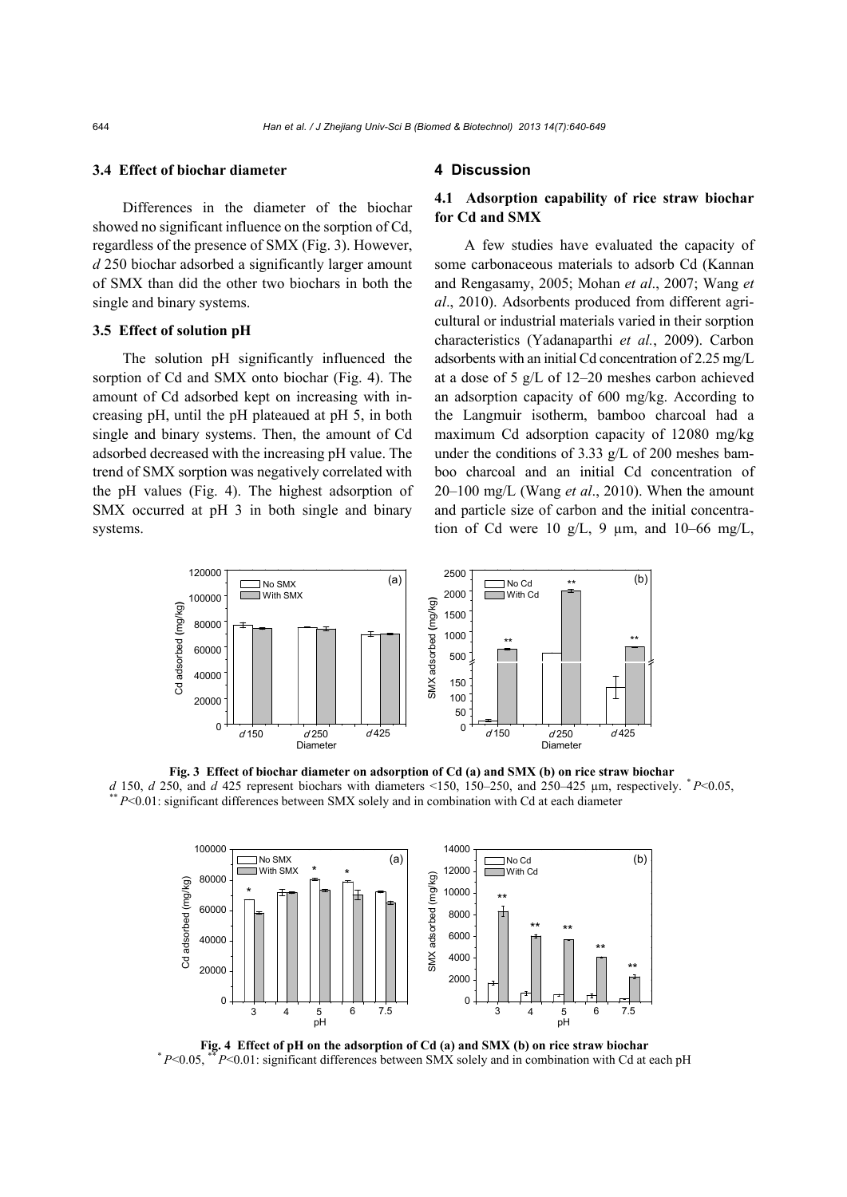### 3.4 Effect of biochar diameter

Differences in the diameter of the biochar showed no significant influence on the sorption of Cd, regardless of the presence of SMX (Fig. 3). However, *d* 250 biochar adsorbed a significantly larger amount of SMX than did the other two biochars in both the single and binary systems.

### 3.5 Effect of solution pH

The solution pH significantly influenced the sorption of Cd and SMX onto biochar (Fig. 4). The amount of Cd adsorbed kept on increasing with increasing pH, until the pH plateaued at pH 5, in both single and binary systems. Then, the amount of Cd adsorbed decreased with the increasing pH value. The trend of SMX sorption was negatively correlated with the pH values (Fig. 4). The highest adsorption of SMX occurred at pH 3 in both single and binary systems.

## 4 Discussion

### 4.1 Adsorption capability of rice straw biochar for Cd and SMX

A few studies have evaluated the capacity of some carbonaceous materials to adsorb Cd (Kannan and Rengasamy, 2005; Mohan *et al*., 2007; Wang *et al*., 2010). Adsorbents produced from different agricultural or industrial materials varied in their sorption characteristics (Yadanaparthi *et al.*, 2009). Carbon adsorbents with an initial Cd concentration of 2.25 mg/L at a dose of 5 g/L of 12–20 meshes carbon achieved an adsorption capacity of 600 mg/kg. According to the Langmuir isotherm, bamboo charcoal had a maximum Cd adsorption capacity of 12080 mg/kg under the conditions of 3.33 g/L of 200 meshes bamboo charcoal and an initial Cd concentration of 20–100 mg/L (Wang *et al*., 2010). When the amount and particle size of carbon and the initial concentration of Cd were 10 g/L, 9 μm, and 10–66 mg/L,

**Fig. 3 Effect of biochar diameter on adsorption of Cd (a) and SMX (b) on rice straw biochar**

*d* 150, *d* 250, and *d* 425 represent biochars with diameters <150, 150–250, and 250–425 μm, respectively. * $P$<0.05, ** $P$<0.01: significant differences between SMX solely and in combination with Cd at each diameter

**Fig. 4 Effect of pH on the adsorption of Cd (a) and SMX (b) on rice straw biochar**

* $P$<0.05, ** $P$<0.01: significant differences between SMX solely and in combination with Cd at each pH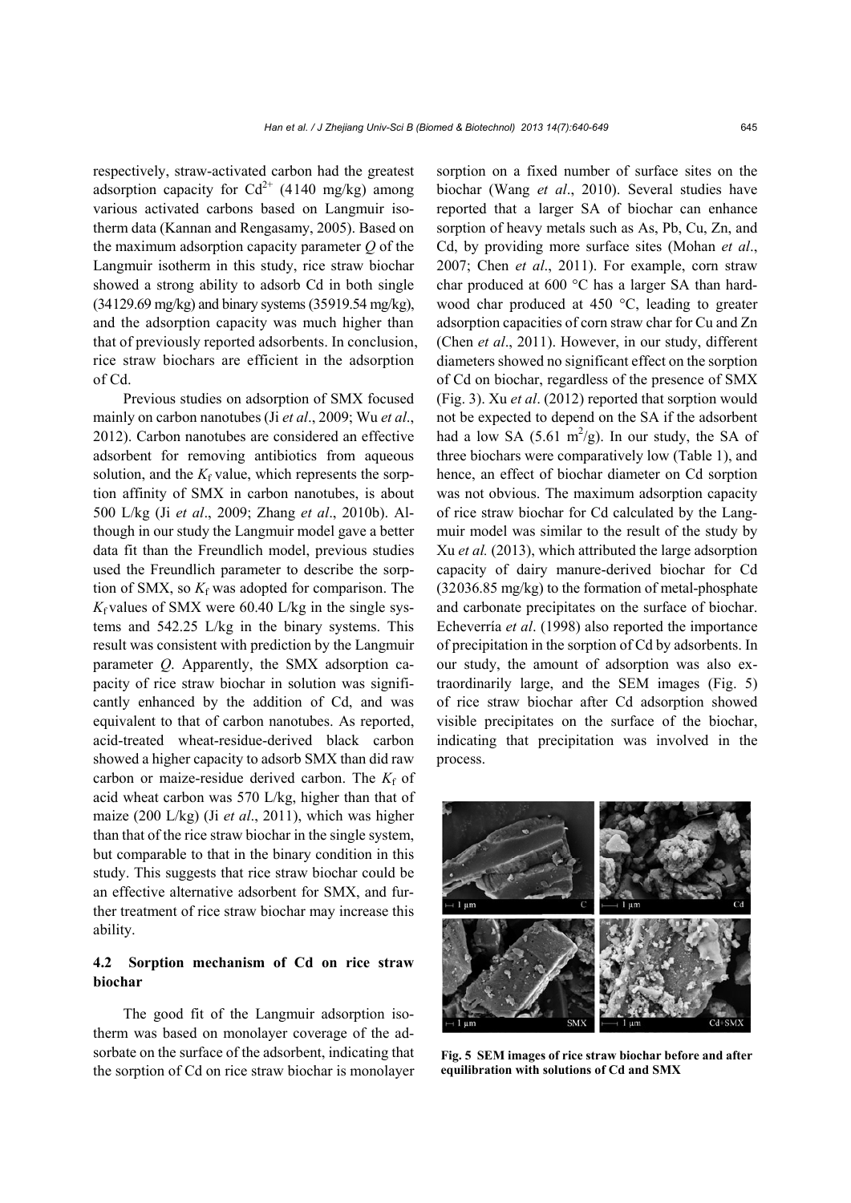respectively, straw-activated carbon had the greatest adsorption capacity for $Cd^{2+}$ (4140 mg/kg) among various activated carbons based on Langmuir isotherm data (Kannan and Rengasamy, 2005). Based on the maximum adsorption capacity parameter $Q$ of the Langmuir isotherm in this study, rice straw biochar showed a strong ability to adsorb Cd in both single (34129.69 mg/kg) and binary systems (35919.54 mg/kg), and the adsorption capacity was much higher than that of previously reported adsorbents. In conclusion, rice straw biochars are efficient in the adsorption of Cd.

Previous studies on adsorption of SMX focused mainly on carbon nanotubes (Ji *et al*., 2009; Wu *et al*., 2012). Carbon nanotubes are considered an effective adsorbent for removing antibiotics from aqueous solution, and the $K_f$ value, which represents the sorption affinity of SMX in carbon nanotubes, is about 500 L/kg (Ji *et al*., 2009; Zhang *et al*., 2010b). Although in our study the Langmuir model gave a better data fit than the Freundlich model, previous studies used the Freundlich parameter to describe the sorption of SMX, so $K_f$ was adopted for comparison. The $K_f$ values of SMX were 60.40 L/kg in the single systems and 542.25 L/kg in the binary systems. This result was consistent with prediction by the Langmuir parameter $Q$. Apparently, the SMX adsorption capacity of rice straw biochar in solution was significantly enhanced by the addition of Cd, and was equivalent to that of carbon nanotubes. As reported, acid-treated wheat-residue-derived black carbon showed a higher capacity to adsorb SMX than did raw carbon or maize-residue derived carbon. The $K_f$ of acid wheat carbon was 570 L/kg, higher than that of maize (200 L/kg) (Ji *et al*., 2011), which was higher than that of the rice straw biochar in the single system, but comparable to that in the binary condition in this study. This suggests that rice straw biochar could be an effective alternative adsorbent for SMX, and further treatment of rice straw biochar may increase this ability.

## 4.2 Sorption mechanism of Cd on rice straw biochar

The good fit of the Langmuir adsorption isotherm was based on monolayer coverage of the adsorbate on the surface of the adsorbent, indicating that the sorption of Cd on rice straw biochar is monolayer sorption on a fixed number of surface sites on the biochar (Wang *et al*., 2010). Several studies have reported that a larger SA of biochar can enhance sorption of heavy metals such as As, Pb, Cu, Zn, and Cd, by providing more surface sites (Mohan *et al*., 2007; Chen *et al*., 2011). For example, corn straw char produced at 600 °C has a larger SA than hardwood char produced at 450 °C, leading to greater adsorption capacities of corn straw char for Cu and Zn (Chen *et al*., 2011). However, in our study, different diameters showed no significant effect on the sorption of Cd on biochar, regardless of the presence of SMX (Fig. 3). Xu *et al*. (2012) reported that sorption would not be expected to depend on the SA if the adsorbent had a low SA (5.61 $m^2$/g). In our study, the SA of three biochars were comparatively low (Table 1), and hence, an effect of biochar diameter on Cd sorption was not obvious. The maximum adsorption capacity of rice straw biochar for Cd calculated by the Langmuir model was similar to the result of the study by Xu *et al.* (2013), which attributed the large adsorption capacity of dairy manure-derived biochar for Cd (32036.85 mg/kg) to the formation of metal-phosphate and carbonate precipitates on the surface of biochar. Echeverría *et al*. (1998) also reported the importance of precipitation in the sorption of Cd by adsorbents. In our study, the amount of adsorption was also extraordinarily large, and the SEM images (Fig. 5) of rice straw biochar after Cd adsorption showed visible precipitates on the surface of the biochar, indicating that precipitation was involved in the process.

**Fig. 5 SEM images of rice straw biochar before and after equilibration with solutions of Cd and SMX**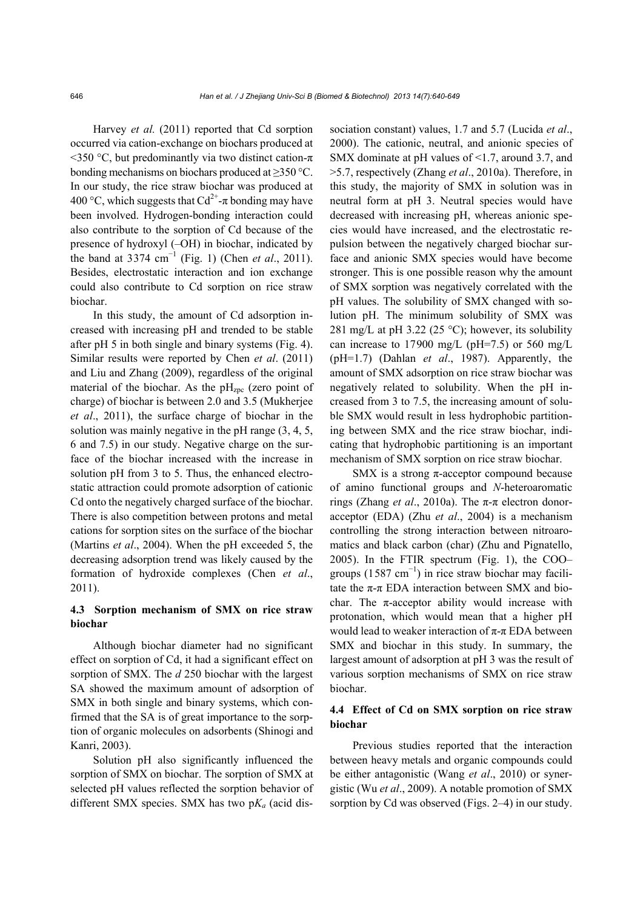Harvey *et al.* (2011) reported that Cd sorption occurred via cation-exchange on biochars produced at <350 °C, but predominantly via two distinct cation-π bonding mechanisms on biochars produced at ≥350 °C. In our study, the rice straw biochar was produced at 400 °C, which suggests that $Cd^{2+}$-π bonding may have been involved. Hydrogen-bonding interaction could also contribute to the sorption of Cd because of the presence of hydroxyl (–OH) in biochar, indicated by the band at 3374 $cm^{-1}$ (Fig. 1) (Chen *et al*., 2011). Besides, electrostatic interaction and ion exchange could also contribute to Cd sorption on rice straw biochar.

In this study, the amount of Cd adsorption increased with increasing pH and trended to be stable after pH 5 in both single and binary systems (Fig. 4). Similar results were reported by Chen *et al*. (2011) and Liu and Zhang (2009), regardless of the original material of the biochar. As the $pH_{zpc}$ (zero point of charge) of biochar is between 2.0 and 3.5 (Mukherjee *et al*., 2011), the surface charge of biochar in the solution was mainly negative in the pH range (3, 4, 5, 6 and 7.5) in our study. Negative charge on the surface of the biochar increased with the increase in solution pH from 3 to 5. Thus, the enhanced electrostatic attraction could promote adsorption of cationic Cd onto the negatively charged surface of the biochar. There is also competition between protons and metal cations for sorption sites on the surface of the biochar (Martins *et al*., 2004). When the pH exceeded 5, the decreasing adsorption trend was likely caused by the formation of hydroxide complexes (Chen *et al*., 2011).

### 4.3 Sorption mechanism of SMX on rice straw biochar

Although biochar diameter had no significant effect on sorption of Cd, it had a significant effect on sorption of SMX. The *d* 250 biochar with the largest SA showed the maximum amount of adsorption of SMX in both single and binary systems, which confirmed that the SA is of great importance to the sorption of organic molecules on adsorbents (Shinogi and Kanri, 2003).

Solution pH also significantly influenced the sorption of SMX on biochar. The sorption of SMX at selected pH values reflected the sorption behavior of different SMX species. SMX has two $pK_a$ (acid dissociation constant) values, 1.7 and 5.7 (Lucida *et al*., 2000). The cationic, neutral, and anionic species of SMX dominate at pH values of <1.7, around 3.7, and >5.7, respectively (Zhang *et al*., 2010a). Therefore, in this study, the majority of SMX in solution was in neutral form at pH 3. Neutral species would have decreased with increasing pH, whereas anionic species would have increased, and the electrostatic repulsion between the negatively charged biochar surface and anionic SMX species would have become stronger. This is one possible reason why the amount of SMX sorption was negatively correlated with the pH values. The solubility of SMX changed with solution pH. The minimum solubility of SMX was 281 mg/L at pH 3.22 (25 °C); however, its solubility can increase to 17900 mg/L (pH=7.5) or 560 mg/L (pH=1.7) (Dahlan *et al*., 1987). Apparently, the amount of SMX adsorption on rice straw biochar was negatively related to solubility. When the pH increased from 3 to 7.5, the increasing amount of soluble SMX would result in less hydrophobic partitioning between SMX and the rice straw biochar, indicating that hydrophobic partitioning is an important mechanism of SMX sorption on rice straw biochar.

SMX is a strong π-acceptor compound because of amino functional groups and *N*-heteroaromatic rings (Zhang *et al*., 2010a). The π-π electron donor-acceptor (EDA) (Zhu *et al*., 2004) is a mechanism controlling the strong interaction between nitroaromatics and black carbon (char) (Zhu and Pignatello, 2005). In the FTIR spectrum (Fig. 1), the COO– groups (1587 $cm^{-1}$) in rice straw biochar may facilitate the π-π EDA interaction between SMX and biochar. The π-acceptor ability would increase with protonation, which would mean that a higher pH would lead to weaker interaction of π-π EDA between SMX and biochar in this study. In summary, the largest amount of adsorption at pH 3 was the result of various sorption mechanisms of SMX on rice straw biochar.

### 4.4 Effect of Cd on SMX sorption on rice straw biochar

Previous studies reported that the interaction between heavy metals and organic compounds could be either antagonistic (Wang *et al*., 2010) or synergistic (Wu *et al*., 2009). A notable promotion of SMX sorption by Cd was observed (Figs. 2–4) in our study.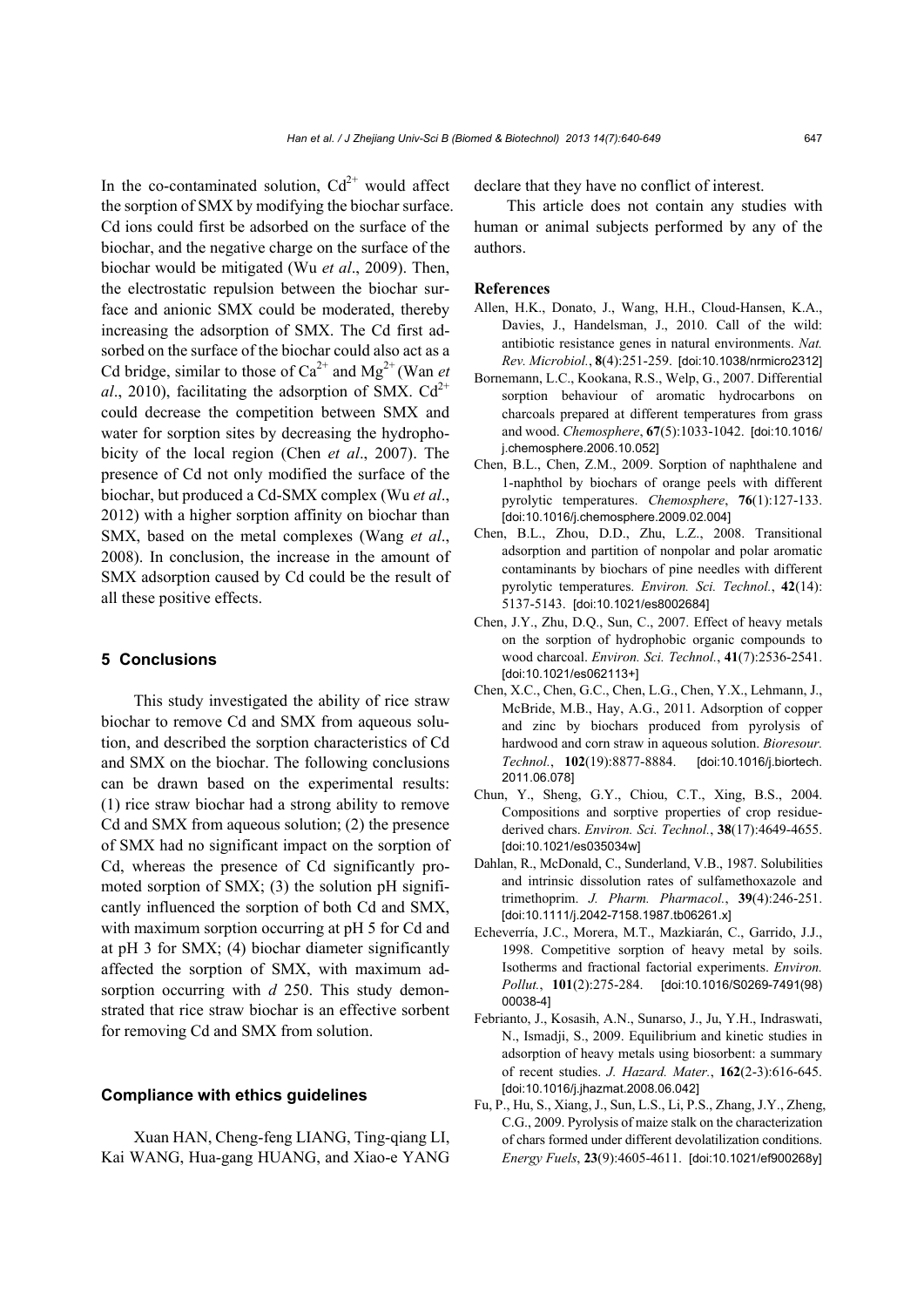In the co-contaminated solution, $Cd^{2+}$ would affect the sorption of SMX by modifying the biochar surface. Cd ions could first be adsorbed on the surface of the biochar, and the negative charge on the surface of the biochar would be mitigated (Wu *et al*., 2009). Then, the electrostatic repulsion between the biochar surface and anionic SMX could be moderated, thereby increasing the adsorption of SMX. The Cd first adsorbed on the surface of the biochar could also act as a Cd bridge, similar to those of $Ca^{2+}$ and $Mg^{2+}$ (Wan *et al*., 2010), facilitating the adsorption of SMX. $Cd^{2+}$ could decrease the competition between SMX and water for sorption sites by decreasing the hydrophobicity of the local region (Chen *et al*., 2007). The presence of Cd not only modified the surface of the biochar, but produced a Cd-SMX complex (Wu *et al*., 2012) with a higher sorption affinity on biochar than SMX, based on the metal complexes (Wang *et al*., 2008). In conclusion, the increase in the amount of SMX adsorption caused by Cd could be the result of all these positive effects.

## 5 Conclusions

This study investigated the ability of rice straw biochar to remove Cd and SMX from aqueous solution, and described the sorption characteristics of Cd and SMX on the biochar. The following conclusions can be drawn based on the experimental results: (1) rice straw biochar had a strong ability to remove Cd and SMX from aqueous solution; (2) the presence of SMX had no significant impact on the sorption of Cd, whereas the presence of Cd significantly promoted sorption of SMX; (3) the solution pH significantly influenced the sorption of both Cd and SMX, with maximum sorption occurring at pH 5 for Cd and at pH 3 for SMX; (4) biochar diameter significantly affected the sorption of SMX, with maximum adsorption occurring with *d* 250. This study demonstrated that rice straw biochar is an effective sorbent for removing Cd and SMX from solution.

### Compliance with ethics guidelines

Xuan HAN, Cheng-feng LIANG, Ting-qiang LI, Kai WANG, Hua-gang HUANG, and Xiao-e YANG declare that they have no conflict of interest.

This article does not contain any studies with human or animal subjects performed by any of the authors.

### References

Allen, H.K., Donato, J., Wang, H.H., Cloud-Hansen, K.A., Davies, J., Handelsman, J., 2010. Call of the wild: antibiotic resistance genes in natural environments. *Nat. Rev. Microbiol.*, **8**(4):251-259. [doi:10.1038/nrmicro2312]

Bornemann, L.C., Kookana, R.S., Welp, G., 2007. Differential sorption behaviour of aromatic hydrocarbons on charcoals prepared at different temperatures from grass and wood. *Chemosphere*, **67**(5):1033-1042. [doi:10.1016/j.chemosphere.2006.10.052]

Chen, B.L., Chen, Z.M., 2009. Sorption of naphthalene and 1-naphthol by biochars of orange peels with different pyrolytic temperatures. *Chemosphere*, **76**(1):127-133. [doi:10.1016/j.chemosphere.2009.02.004]

Chen, B.L., Zhou, D.D., Zhu, L.Z., 2008. Transitional adsorption and partition of nonpolar and polar aromatic contaminants by biochars of pine needles with different pyrolytic temperatures. *Environ. Sci. Technol.*, **42**(14): 5137-5143. [doi:10.1021/es8002684]

Chen, J.Y., Zhu, D.Q., Sun, C., 2007. Effect of heavy metals on the sorption of hydrophobic organic compounds to wood charcoal. *Environ. Sci. Technol.*, **41**(7):2536-2541. [doi:10.1021/es062113+]

Chen, X.C., Chen, G.C., Chen, L.G., Chen, Y.X., Lehmann, J., McBride, M.B., Hay, A.G., 2011. Adsorption of copper and zinc by biochars produced from pyrolysis of hardwood and corn straw in aqueous solution. *Bioresour. Technol.*, **102**(19):8877-8884. [doi:10.1016/j.biortech.2011.06.078]

Chun, Y., Sheng, G.Y., Chiou, C.T., Xing, B.S., 2004. Compositions and sorptive properties of crop residue-derived chars. *Environ. Sci. Technol.*, **38**(17):4649-4655. [doi:10.1021/es035034w]

Dahlan, R., McDonald, C., Sunderland, V.B., 1987. Solubilities and intrinsic dissolution rates of sulfamethoxazole and trimethoprim. *J. Pharm. Pharmacol.*, **39**(4):246-251. [doi:10.1111/j.2042-7158.1987.tb06261.x]

Echeverría, J.C., Morera, M.T., Mazkiarán, C., Garrido, J.J., 1998. Competitive sorption of heavy metal by soils. Isotherms and fractional factorial experiments. *Environ. Pollut.*, **101**(2):275-284. [doi:10.1016/S0269-7491(98)00038-4]

Febrianto, J., Kosasih, A.N., Sunarso, J., Ju, Y.H., Indraswati, N., Ismadji, S., 2009. Equilibrium and kinetic studies in adsorption of heavy metals using biosorbent: a summary of recent studies. *J. Hazard. Mater.*, **162**(2-3):616-645. [doi:10.1016/j.jhazmat.2008.06.042]

Fu, P., Hu, S., Xiang, J., Sun, L.S., Li, P.S., Zhang, J.Y., Zheng, C.G., 2009. Pyrolysis of maize stalk on the characterization of chars formed under different devolatilization conditions. *Energy Fuels*, **23**(9):4605-4611. [doi:10.1021/ef900268y]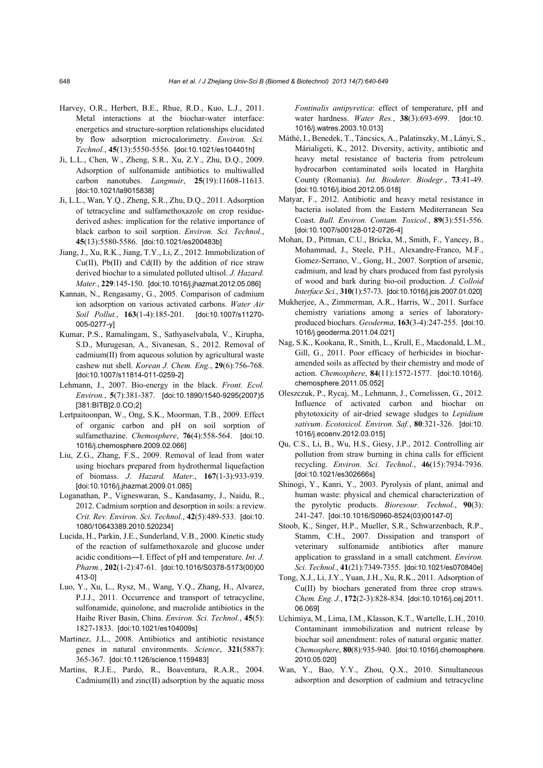Harvey, O.R., Herbert, B.E., Rhue, R.D., Kuo, L.J., 2011. Metal interactions at the biochar-water interface: energetics and structure-sorption relationships elucidated by flow adsorption microcalorimetry. *Environ. Sci. Technol.*, **45**(13):5550-5556. [doi:10.1021/es104401h]

Ji, L.L., Chen, W., Zheng, S.R., Xu, Z.Y., Zhu, D.Q., 2009. Adsorption of sulfonamide antibiotics to multiwalled carbon nanotubes. *Langmuir*, **25**(19):11608-11613. [doi:10.1021/la9015838]

Ji, L.L., Wan, Y.Q., Zheng, S.R., Zhu, D.Q., 2011. Adsorption of tetracycline and sulfamethoxazole on crop residue-derived ashes: implication for the relative importance of black carbon to soil sorption. *Environ. Sci. Technol.*, **45**(13):5580-5586. [doi:10.1021/es200483b]

Jiang, J., Xu, R.K., Jiang, T.Y., Li, Z., 2012. Immobilization of Cu(II), Pb(II) and Cd(II) by the addition of rice straw derived biochar to a simulated polluted ultisol. *J. Hazard. Mater.*, **229**:145-150. [doi:10.1016/j.jhazmat.2012.05.086]

Kannan, N., Rengasamy, G., 2005. Comparison of cadmium ion adsorption on various activated carbons. *Water Air Soil Pollut.*, **163**(1-4):185-201. [doi:10.1007/s11270-005-0277-y]

Kumar, P.S., Ramalingam, S., Sathyaselvabala, V., Kirupha, S.D., Murugesan, A., Sivanesan, S., 2012. Removal of cadmium(II) from aqueous solution by agricultural waste cashew nut shell. *Korean J. Chem. Eng.*, **29**(6):756-768. [doi:10.1007/s11814-011-0259-2]

Lehmann, J., 2007. Bio-energy in the black. *Front. Ecol. Environ.*, **5**(7):381-387. [doi:10.1890/1540-9295(2007)5[381:BITB]2.0.CO;2]

Lertpaitoonpan, W., Ong, S.K., Moorman, T.B., 2009. Effect of organic carbon and pH on soil sorption of sulfamethazine. *Chemosphere*, **76**(4):558-564. [doi:10.1016/j.chemosphere.2009.02.066]

Liu, Z.G., Zhang, F.S., 2009. Removal of lead from water using biochars prepared from hydrothermal liquefaction of biomass. *J. Hazard. Mater.*, **167**(1-3):933-939. [doi:10.1016/j.jhazmat.2009.01.085]

Loganathan, P., Vigneswaran, S., Kandasamy, J., Naidu, R., 2012. Cadmium sorption and desorption in soils: a review. *Crit. Rev. Environ. Sci. Technol.*, **42**(5):489-533. [doi:10.1080/10643389.2010.520234]

Lucida, H., Parkin, J.E., Sunderland, V.B., 2000. Kinetic study of the reaction of sulfamethoxazole and glucose under acidic conditions—I. Effect of pH and temperature. *Int. J. Pharm.*, **202**(1-2):47-61. [doi:10.1016/S0378-5173(00)00413-0]

Luo, Y., Xu, L., Rysz, M., Wang, Y.Q., Zhang, H., Alvarez, P.J.J., 2011. Occurrence and transport of tetracycline, sulfonamide, quinolone, and macrolide antibiotics in the Haihe River Basin, China. *Environ. Sci. Technol.*, **45**(5):1827-1833. [doi:10.1021/es104009s]

Martinez, J.L., 2008. Antibiotics and antibiotic resistance genes in natural environments. *Science*, **321**(5887):365-367. [doi:10.1126/science.1159483]

Martins, R.J.E., Pardo, R., Boaventura, R.A.R., 2004. Cadmium(II) and zinc(II) adsorption by the aquatic moss *Fontinalis antipyretica*: effect of temperature, pH and water hardness. *Water Res.*, **38**(3):693-699. [doi:10.1016/j.watres.2003.10.013]

Máthé, I., Benedek, T., Táncsics, A., Palatinszky, M., Lányi, S., Márialigeti, K., 2012. Diversity, activity, antibiotic and heavy metal resistance of bacteria from petroleum hydrocarbon contaminated soils located in Harghita County (Romania). *Int. Biodeter. Biodegr.*, **73**:41-49. [doi:10.1016/j.ibiod.2012.05.018]

Matyar, F., 2012. Antibiotic and heavy metal resistance in bacteria isolated from the Eastern Mediterranean Sea Coast. *Bull. Environ. Contam. Toxicol.*, **89**(3):551-556. [doi:10.1007/s00128-012-0726-4]

Mohan, D., Pittman, C.U., Bricka, M., Smith, F., Yancey, B., Mohammad, J., Steele, P.H., Alexandre-Franco, M.F., Gomez-Serrano, V., Gong, H., 2007. Sorption of arsenic, cadmium, and lead by chars produced from fast pyrolysis of wood and bark during bio-oil production. *J. Colloid Interface Sci.*, **310**(1):57-73. [doi:10.1016/j.jcis.2007.01.020]

Mukherjee, A., Zimmerman, A.R., Harris, W., 2011. Surface chemistry variations among a series of laboratory-produced biochars. *Geoderma*, **163**(3-4):247-255. [doi:10.1016/j.geoderma.2011.04.021]

Nag, S.K., Kookana, R., Smith, L., Krull, E., Macdonald, L.M., Gill, G., 2011. Poor efficacy of herbicides in biochar-amended soils as affected by their chemistry and mode of action. *Chemosphere*, **84**(11):1572-1577. [doi:10.1016/j.chemosphere.2011.05.052]

Oleszczuk, P., Rycaj, M., Lehmann, J., Cornelissen, G., 2012. Influence of activated carbon and biochar on phytotoxicity of air-dried sewage sludges to *Lepidium sativum*. *Ecotoxicol. Environ. Saf.*, **80**:321-326. [doi:10.1016/j.ecoenv.2012.03.015]

Qu, C.S., Li, B., Wu, H.S., Giesy, J.P., 2012. Controlling air pollution from straw burning in china calls for efficient recycling. *Environ. Sci. Technol.*, **46**(15):7934-7936. [doi:10.1021/es302666s]

Shinogi, Y., Kanri, Y., 2003. Pyrolysis of plant, animal and human waste: physical and chemical characterization of the pyrolytic products. *Bioresour. Technol.*, **90**(3):241-247. [doi:10.1016/S0960-8524(03)00147-0]

Stoob, K., Singer, H.P., Mueller, S.R., Schwarzenbach, R.P., Stamm, C.H., 2007. Dissipation and transport of veterinary sulfonamide antibiotics after manure application to grassland in a small catchment. *Environ. Sci. Technol.*, **41**(21):7349-7355. [doi:10.1021/es070840e]

Tong, X.J., Li, J.Y., Yuan, J.H., Xu, R.K., 2011. Adsorption of Cu(II) by biochars generated from three crop straws. *Chem. Eng. J.*, **172**(2-3):828-834. [doi:10.1016/j.cej.2011.06.069]

Uchimiya, M., Lima, I.M., Klasson, K.T., Wartelle, L.H., 2010. Contaminant immobilization and nutrient release by biochar soil amendment: roles of natural organic matter. *Chemosphere*, **80**(8):935-940. [doi:10.1016/j.chemosphere.2010.05.020]

Wan, Y., Bao, Y.Y., Zhou, Q.X., 2010. Simultaneous adsorption and desorption of cadmium and tetracycline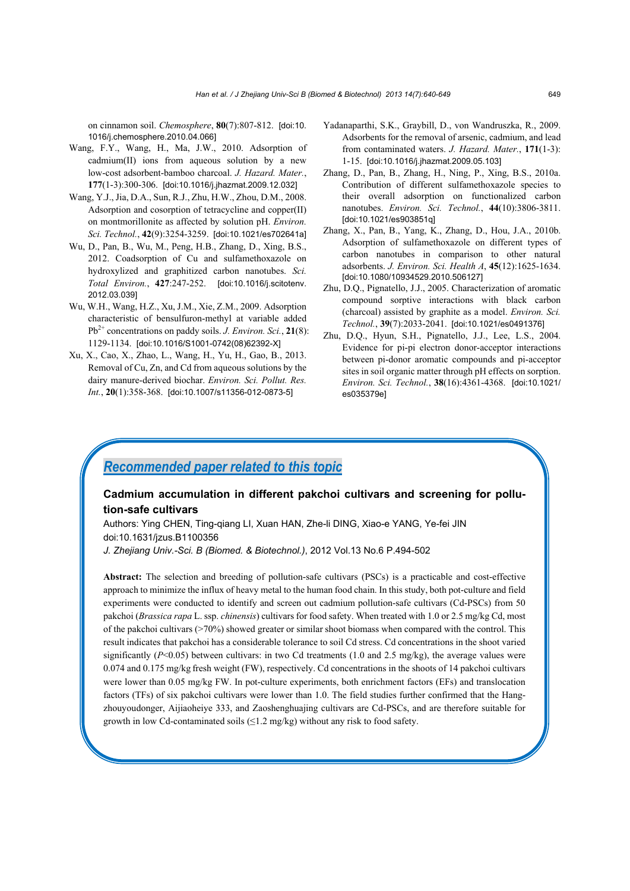on cinnamon soil. *Chemosphere*, **80**(7):807-812. [doi:10.1016/j.chemosphere.2010.04.066]

Wang, F.Y., Wang, H., Ma, J.W., 2010. Adsorption of cadmium(II) ions from aqueous solution by a new low-cost adsorbent-bamboo charcoal. *J. Hazard. Mater.*, **177**(1-3):300-306. [doi:10.1016/j.jhazmat.2009.12.032]

Wang, Y.J., Jia, D.A., Sun, R.J., Zhu, H.W., Zhou, D.M., 2008. Adsorption and cosorption of tetracycline and copper(II) on montmorillonite as affected by solution pH. *Environ. Sci. Technol.*, **42**(9):3254-3259. [doi:10.1021/es702641a]

Wu, D., Pan, B., Wu, M., Peng, H.B., Zhang, D., Xing, B.S., 2012. Coadsorption of Cu and sulfamethoxazole on hydroxylized and graphitized carbon nanotubes. *Sci. Total Environ.*, **427**:247-252. [doi:10.1016/j.scitotenv.2012.03.039]

Wu, W.H., Wang, H.Z., Xu, J.M., Xie, Z.M., 2009. Adsorption characteristic of bensulfuron-methyl at variable added $Pb^{2+}$ concentrations on paddy soils. *J. Environ. Sci.*, **21**(8):1129-1134. [doi:10.1016/S1001-0742(08)62392-X]

Xu, X., Cao, X., Zhao, L., Wang, H., Yu, H., Gao, B., 2013. Removal of Cu, Zn, and Cd from aqueous solutions by the dairy manure-derived biochar. *Environ. Sci. Pollut. Res. Int.*, **20**(1):358-368. [doi:10.1007/s11356-012-0873-5]

Yadanaparthi, S.K., Graybill, D., von Wandruszka, R., 2009. Adsorbents for the removal of arsenic, cadmium, and lead from contaminated waters. *J. Hazard. Mater.*, **171**(1-3):1-15. [doi:10.1016/j.jhazmat.2009.05.103]

Zhang, D., Pan, B., Zhang, H., Ning, P., Xing, B.S., 2010a. Contribution of different sulfamethoxazole species to their overall adsorption on functionalized carbon nanotubes. *Environ. Sci. Technol.*, **44**(10):3806-3811. [doi:10.1021/es903851q]

Zhang, X., Pan, B., Yang, K., Zhang, D., Hou, J.A., 2010b. Adsorption of sulfamethoxazole on different types of carbon nanotubes in comparison to other natural adsorbents. *J. Environ. Sci. Health A*, **45**(12):1625-1634. [doi:10.1080/10934529.2010.506127]

Zhu, D.Q., Pignatello, J.J., 2005. Characterization of aromatic compound sorptive interactions with black carbon (charcoal) assisted by graphite as a model. *Environ. Sci. Technol.*, **39**(7):2033-2041. [doi:10.1021/es0491376]

Zhu, D.Q., Hyun, S.H., Pignatello, J.J., Lee, L.S., 2004. Evidence for pi-pi electron donor-acceptor interactions between pi-donor aromatic compounds and pi-acceptor sites in soil organic matter through pH effects on sorption. *Environ. Sci. Technol.*, **38**(16):4361-4368. [doi:10.1021/es035379e]

## Recommended paper related to this topic

**Cadmium accumulation in different pakchoi cultivars and screening for pollution-safe cultivars**

Authors: Ying CHEN, Ting-qiang LI, Xuan HAN, Zhe-li DING, Xiao-e YANG, Ye-fei JIN
doi:10.1631/jzus.B1100356
*J. Zhejiang Univ.-Sci. B (Biomed. & Biotechnol.)*, 2012 Vol.13 No.6 P.494-502

**Abstract:** The selection and breeding of pollution-safe cultivars (PSCs) is a practicable and cost-effective approach to minimize the influx of heavy metal to the human food chain. In this study, both pot-culture and field experiments were conducted to identify and screen out cadmium pollution-safe cultivars (Cd-PSCs) from 50 pakchoi (*Brassica rapa* L. ssp. *chinensis*) cultivars for food safety. When treated with 1.0 or 2.5 mg/kg Cd, most of the pakchoi cultivars (>70%) showed greater or similar shoot biomass when compared with the control. This result indicates that pakchoi has a considerable tolerance to soil Cd stress. Cd concentrations in the shoot varied significantly ($P<0.05$) between cultivars: in two Cd treatments (1.0 and 2.5 mg/kg), the average values were 0.074 and 0.175 mg/kg fresh weight (FW), respectively. Cd concentrations in the shoots of 14 pakchoi cultivars were lower than 0.05 mg/kg FW. In pot-culture experiments, both enrichment factors (EFs) and translocation factors (TFs) of six pakchoi cultivars were lower than 1.0. The field studies further confirmed that the Hangzhouyoudonger, Aijiaoheiye 333, and Zaoshenghuajing cultivars are Cd-PSCs, and are therefore suitable for growth in low Cd-contaminated soils (≤1.2 mg/kg) without any risk to food safety.